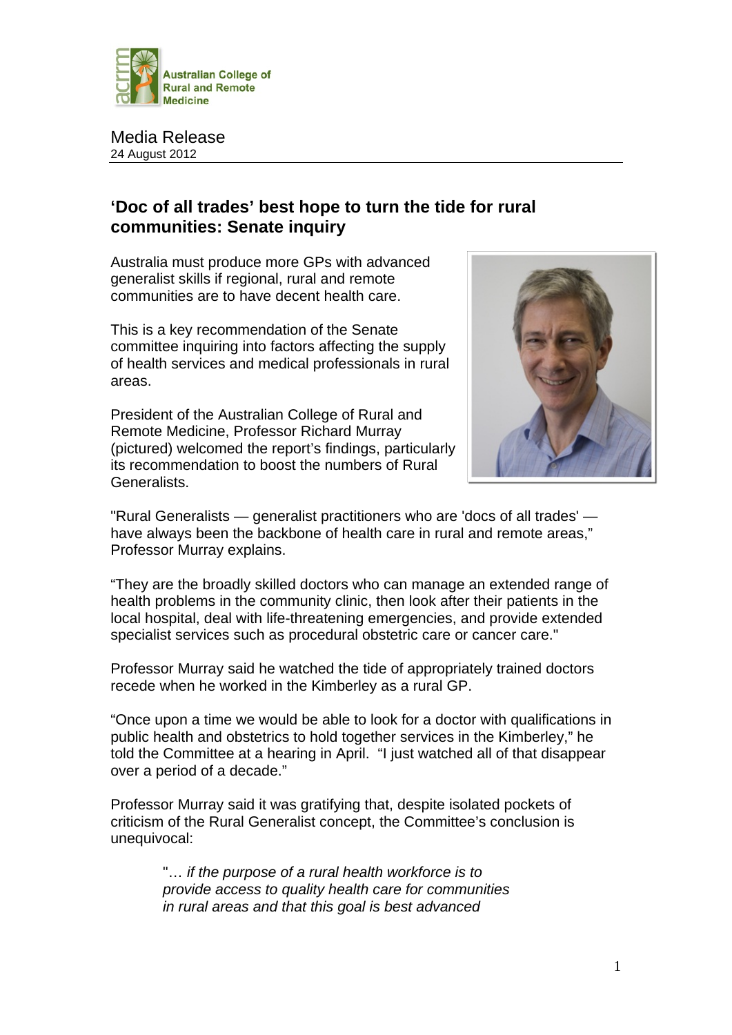Media Release
24 August 2012

## 'Doc of all trades' best hope to turn the tide for rural communities: Senate inquiry

Australia must produce more GPs with advanced generalist skills if regional, rural and remote communities are to have decent health care.

This is a key recommendation of the Senate committee inquiring into factors affecting the supply of health services and medical professionals in rural areas.

President of the Australian College of Rural and Remote Medicine, Professor Richard Murray (pictured) welcomed the report's findings, particularly its recommendation to boost the numbers of Rural Generalists.

"Rural Generalists — generalist practitioners who are 'docs of all trades' — have always been the backbone of health care in rural and remote areas," Professor Murray explains.

"They are the broadly skilled doctors who can manage an extended range of health problems in the community clinic, then look after their patients in the local hospital, deal with life-threatening emergencies, and provide extended specialist services such as procedural obstetric care or cancer care."

Professor Murray said he watched the tide of appropriately trained doctors recede when he worked in the Kimberley as a rural GP.

"Once upon a time we would be able to look for a doctor with qualifications in public health and obstetrics to hold together services in the Kimberley," he told the Committee at a hearing in April. "I just watched all of that disappear over a period of a decade."

Professor Murray said it was gratifying that, despite isolated pockets of criticism of the Rural Generalist concept, the Committee's conclusion is unequivocal:

> "… *if the purpose of a rural health workforce is to provide access to quality health care for communities in rural areas and that this goal is best advanced*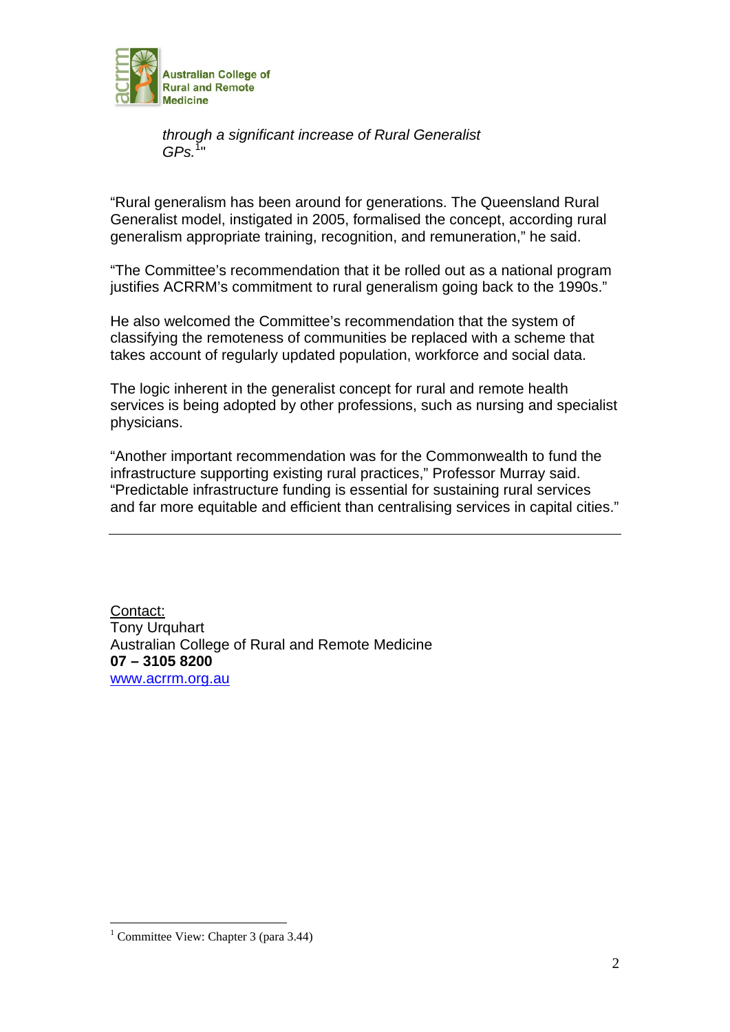*through a significant increase of Rural Generalist GPs.*[1]"

"Rural generalism has been around for generations. The Queensland Rural Generalist model, instigated in 2005, formalised the concept, according rural generalism appropriate training, recognition, and remuneration," he said.

"The Committee's recommendation that it be rolled out as a national program justifies ACRRM's commitment to rural generalism going back to the 1990s."

He also welcomed the Committee's recommendation that the system of classifying the remoteness of communities be replaced with a scheme that takes account of regularly updated population, workforce and social data.

The logic inherent in the generalist concept for rural and remote health services is being adopted by other professions, such as nursing and specialist physicians.

"Another important recommendation was for the Commonwealth to fund the infrastructure supporting existing rural practices," Professor Murray said. "Predictable infrastructure funding is essential for sustaining rural services and far more equitable and efficient than centralising services in capital cities."

---

Contact:
Tony Urquhart
Australian College of Rural and Remote Medicine
**07 – 3105 8200**
www.acrrm.org.au

[1] Committee View: Chapter 3 (para 3.44)